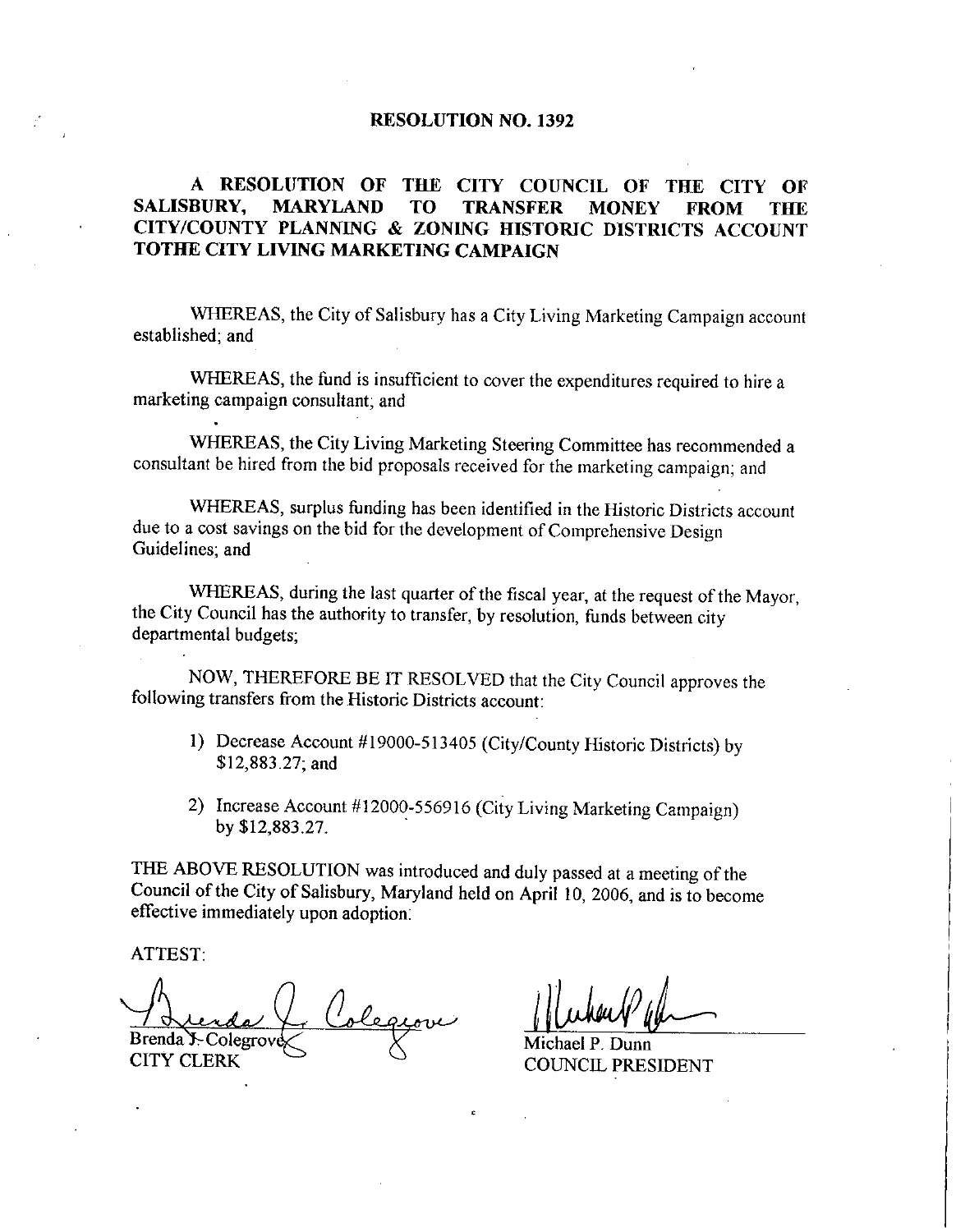# RESOLUTION NO. 1392

## A RESOLUTION OF THE CITY COUNCIL OF THE CITY OF SALISBURY, MARYLAND TO TRANSFER MONEY FROM THE CITY/COUNTY PLANNING & ZONING HISTORIC DISTRICTS ACCOUNT TOTHE CITY LIVING MARKETING CAMPAIGN

WHEREAS, the City of Salisbury has a City Living Marketing Campaign account established; and

WHEREAS, the fund is insufficient to cover the expenditures required to hire a marketing campaign consultant; and

WHEREAS, the City Living Marketing Steering Committee has recommended a consultant be hired from the bid proposals received for the marketing campaign; and

WHEREAS, surplus funding has been identified in the Historic Districts account due to a cost savings on the bid for the development of Comprehensive Design Guidelines; and

WHEREAS, during the last quarter of the fiscal year, at the request of the Mayor, the City Council has the authority to transfer, by resolution, funds between city departmental budgets;

NOW, THEREFORE BE IT RESOLVED that the City Council approves the following transfers from the Historic Districts account:

1) Decrease Account #19000-513405 (City/County Historic Districts) by $12,883.27; and

2) Increase Account #12000-556916 (City Living Marketing Campaign) by $12,883.27.

THE ABOVE RESOLUTION was introduced and duly passed at a meeting of the Council of the City of Salisbury, Maryland held on April 10, 2006, and is to become effective immediately upon adoption.

ATTEST:

Brenda J. Colegrove
CITY CLERK

Michael P. Dunn
COUNCIL PRESIDENT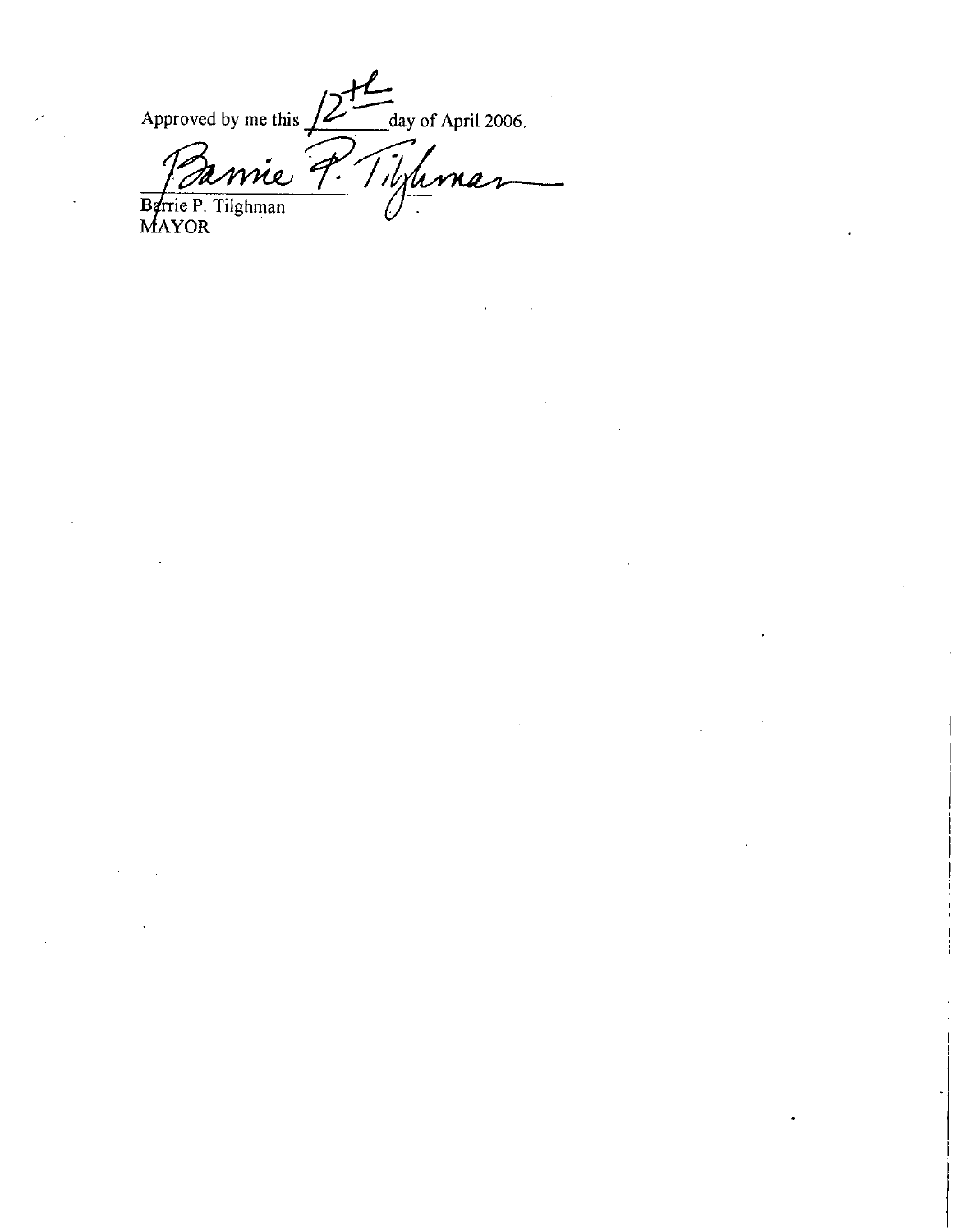Approved by me this 12th day of April 2006.

Barrie P. Tilghman

MAYOR